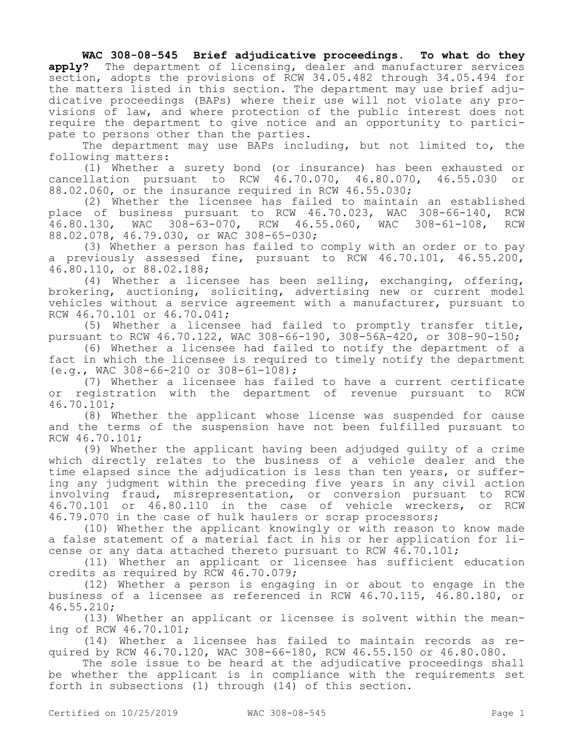**WAC 308-08-545 Brief adjudicative proceedings. To what do they apply?** The department of licensing, dealer and manufacturer services section, adopts the provisions of RCW 34.05.482 through 34.05.494 for the matters listed in this section. The department may use brief adjudicative proceedings (BAPs) where their use will not violate any provisions of law, and where protection of the public interest does not require the department to give notice and an opportunity to participate to persons other than the parties.

The department may use BAPs including, but not limited to, the following matters:

(1) Whether a surety bond (or insurance) has been exhausted or cancellation pursuant to RCW 46.70.070, 46.80.070, 46.55.030 or 88.02.060, or the insurance required in RCW 46.55.030;

(2) Whether the licensee has failed to maintain an established place of business pursuant to RCW 46.70.023, WAC 308-66-140, RCW 46.80.130, WAC 308-63-070, RCW 46.55.060, WAC 308-61-108, RCW 88.02.078, 46.79.030, or WAC 308-65-030;

(3) Whether a person has failed to comply with an order or to pay a previously assessed fine, pursuant to RCW 46.70.101, 46.55.200, 46.80.110, or 88.02.188;

(4) Whether a licensee has been selling, exchanging, offering, brokering, auctioning, soliciting, advertising new or current model vehicles without a service agreement with a manufacturer, pursuant to RCW 46.70.101 or 46.70.041;

(5) Whether a licensee had failed to promptly transfer title, pursuant to RCW 46.70.122, WAC 308-66-190, 308-56A-420, or 308-90-150;

(6) Whether a licensee had failed to notify the department of a fact in which the licensee is required to timely notify the department (e.g., WAC 308-66-210 or 308-61-108);

(7) Whether a licensee has failed to have a current certificate or registration with the department of revenue pursuant to RCW 46.70.101;

(8) Whether the applicant whose license was suspended for cause and the terms of the suspension have not been fulfilled pursuant to RCW 46.70.101;

(9) Whether the applicant having been adjudged guilty of a crime which directly relates to the business of a vehicle dealer and the time elapsed since the adjudication is less than ten years, or suffering any judgment within the preceding five years in any civil action involving fraud, misrepresentation, or conversion pursuant to RCW 46.70.101 or 46.80.110 in the case of vehicle wreckers, or RCW 46.79.070 in the case of hulk haulers or scrap processors;

(10) Whether the applicant knowingly or with reason to know made a false statement of a material fact in his or her application for license or any data attached thereto pursuant to RCW 46.70.101;

(11) Whether an applicant or licensee has sufficient education credits as required by RCW 46.70.079;

(12) Whether a person is engaging in or about to engage in the business of a licensee as referenced in RCW 46.70.115, 46.80.180, or 46.55.210;

(13) Whether an applicant or licensee is solvent within the meaning of RCW 46.70.101;

(14) Whether a licensee has failed to maintain records as required by RCW 46.70.120, WAC 308-66-180, RCW 46.55.150 or 46.80.080.

The sole issue to be heard at the adjudicative proceedings shall be whether the applicant is in compliance with the requirements set forth in subsections (1) through (14) of this section.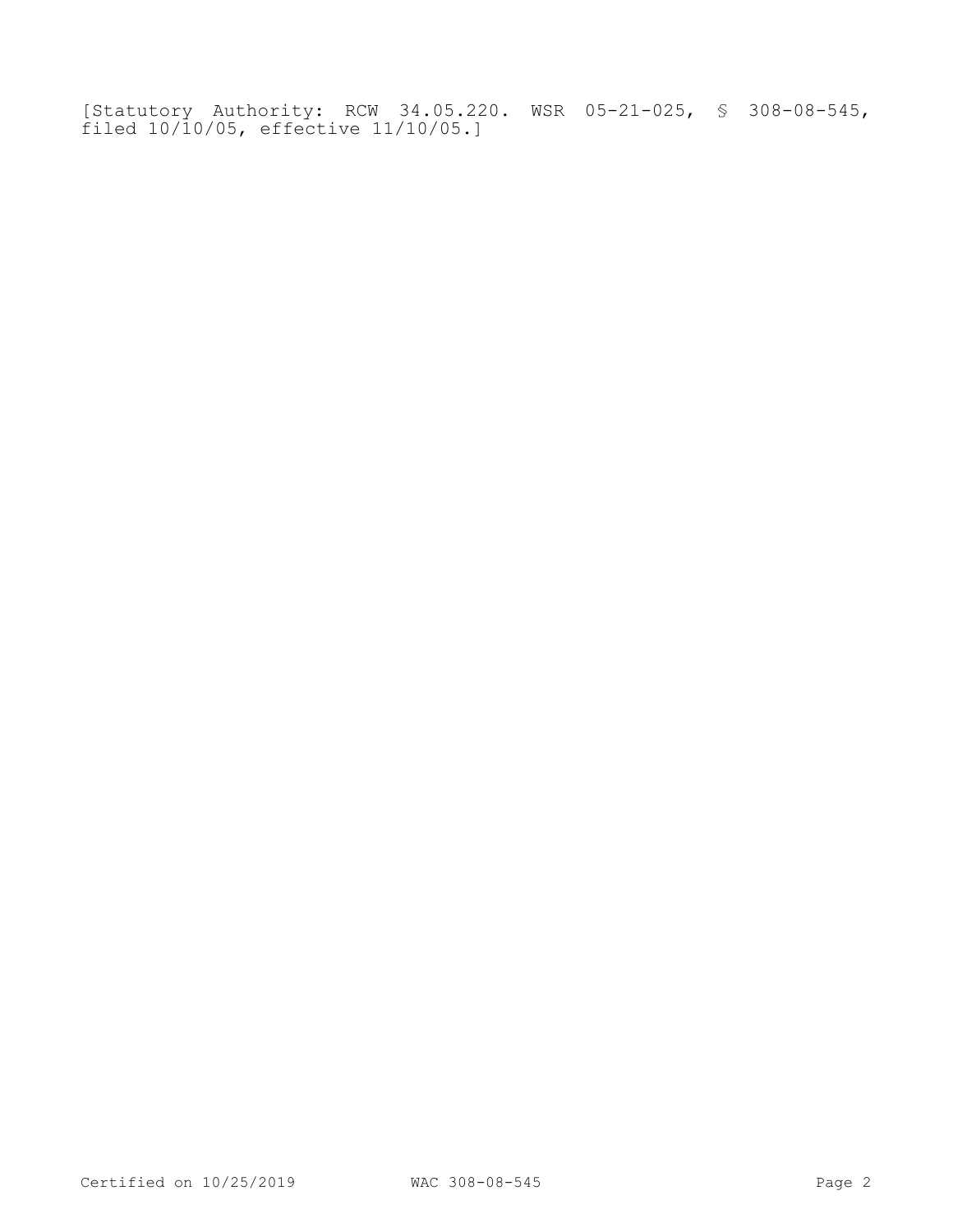[Statutory Authority: RCW 34.05.220. WSR 05-21-025, § 308-08-545, filed 10/10/05, effective 11/10/05.]